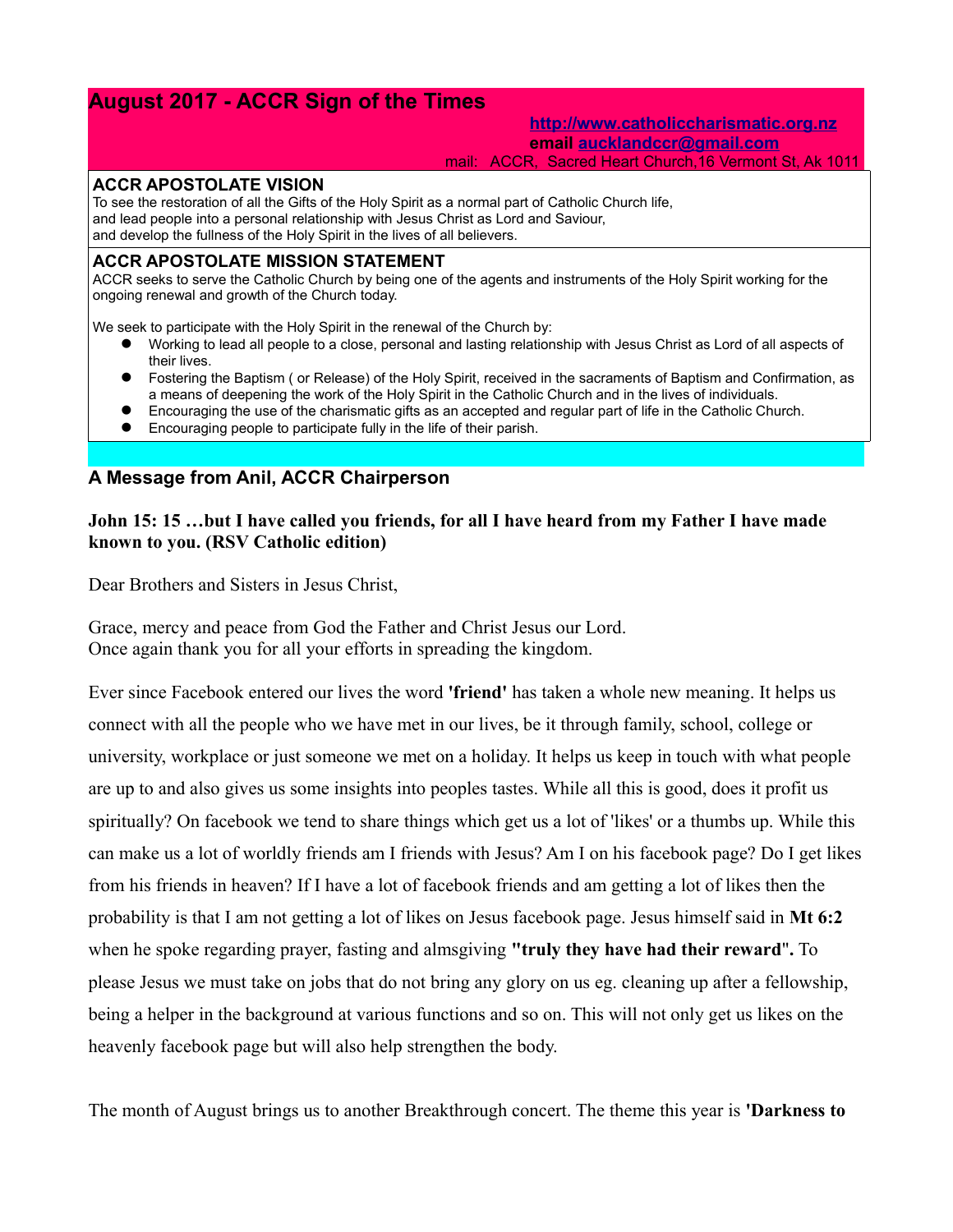# August 2017 - ACCR Sign of the Times

[http://www.catholiccharismatic.org.nz](http://www.catholiccharismatic.org.nz)
email [aucklandccr@gmail.com](mailto:aucklandccr@gmail.com)
mail: ACCR, Sacred Heart Church,16 Vermont St, Ak 1011

## ACCR APOSTOLATE VISION

To see the restoration of all the Gifts of the Holy Spirit as a normal part of Catholic Church life,
and lead people into a personal relationship with Jesus Christ as Lord and Saviour,
and develop the fullness of the Holy Spirit in the lives of all believers.

## ACCR APOSTOLATE MISSION STATEMENT

ACCR seeks to serve the Catholic Church by being one of the agents and instruments of the Holy Spirit working for the ongoing renewal and growth of the Church today.

We seek to participate with the Holy Spirit in the renewal of the Church by:

- Working to lead all people to a close, personal and lasting relationship with Jesus Christ as Lord of all aspects of their lives.
- Fostering the Baptism ( or Release) of the Holy Spirit, received in the sacraments of Baptism and Confirmation, as a means of deepening the work of the Holy Spirit in the Catholic Church and in the lives of individuals.
- Encouraging the use of the charismatic gifts as an accepted and regular part of life in the Catholic Church.
- Encouraging people to participate fully in the life of their parish.

## A Message from Anil, ACCR Chairperson

**John 15: 15 …but I have called you friends, for all I have heard from my Father I have made known to you. (RSV Catholic edition)**

Dear Brothers and Sisters in Jesus Christ,

Grace, mercy and peace from God the Father and Christ Jesus our Lord.
Once again thank you for all your efforts in spreading the kingdom.

Ever since Facebook entered our lives the word **'friend'** has taken a whole new meaning. It helps us connect with all the people who we have met in our lives, be it through family, school, college or university, workplace or just someone we met on a holiday. It helps us keep in touch with what people are up to and also gives us some insights into peoples tastes. While all this is good, does it profit us spiritually? On facebook we tend to share things which get us a lot of 'likes' or a thumbs up. While this can make us a lot of worldly friends am I friends with Jesus? Am I on his facebook page? Do I get likes from his friends in heaven? If I have a lot of facebook friends and am getting a lot of likes then the probability is that I am not getting a lot of likes on Jesus facebook page. Jesus himself said in **Mt 6:2** when he spoke regarding prayer, fasting and almsgiving **"truly they have had their reward".** To please Jesus we must take on jobs that do not bring any glory on us eg. cleaning up after a fellowship, being a helper in the background at various functions and so on. This will not only get us likes on the heavenly facebook page but will also help strengthen the body.

The month of August brings us to another Breakthrough concert. The theme this year is **'Darkness to**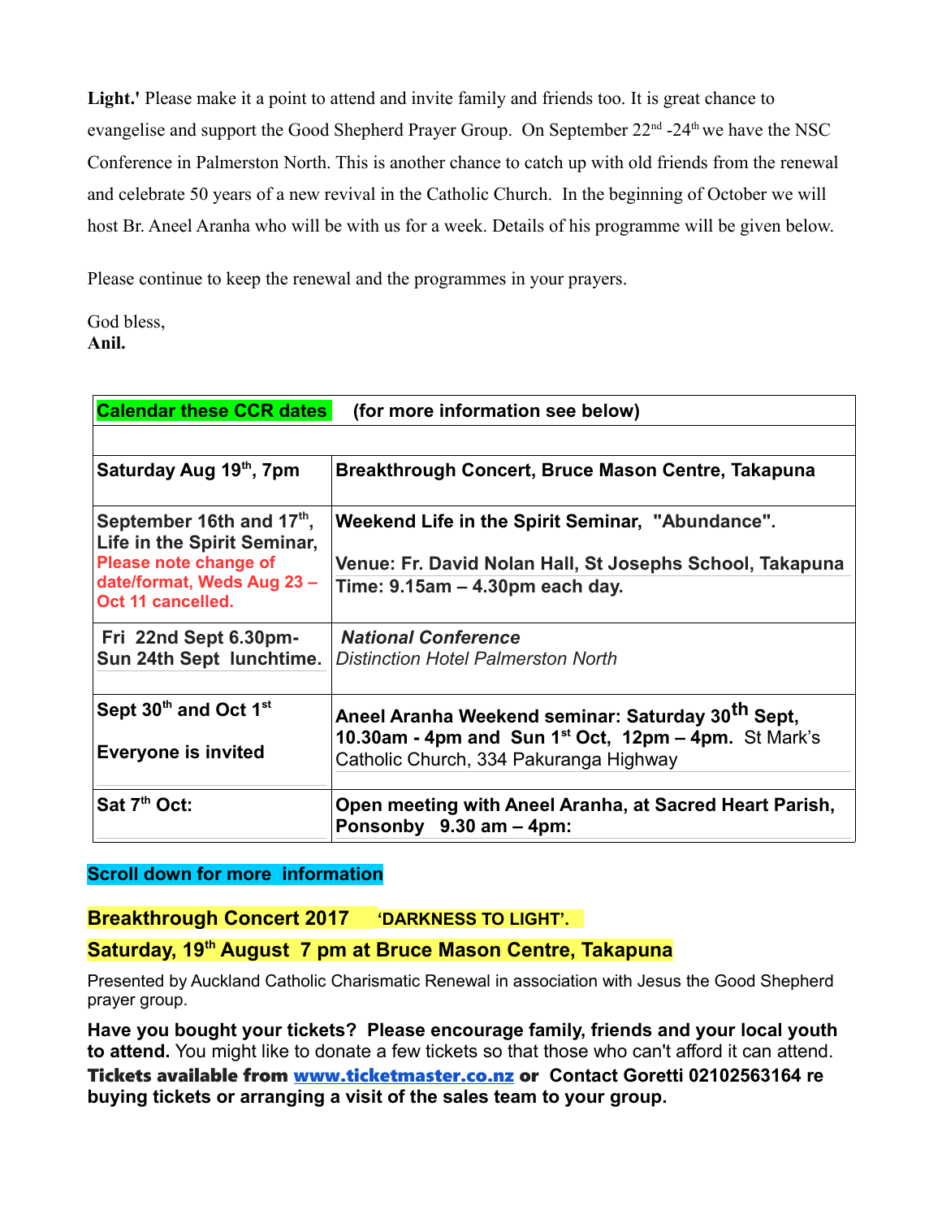**Light.'** Please make it a point to attend and invite family and friends too. It is great chance to evangelise and support the Good Shepherd Prayer Group. On September 22nd -24th we have the NSC Conference in Palmerston North. This is another chance to catch up with old friends from the renewal and celebrate 50 years of a new revival in the Catholic Church. In the beginning of October we will host Br. Aneel Aranha who will be with us for a week. Details of his programme will be given below.

Please continue to keep the renewal and the programmes in your prayers.

God bless,
**Anil.**

| **Calendar these CCR dates** (for more information see below) | |
|---|---|
| | |
| **Saturday Aug 19th, 7pm** | **Breakthrough Concert, Bruce Mason Centre, Takapuna** |
| **September 16th and 17th, Life in the Spirit Seminar,** **Please note change of date/format, Weds Aug 23 – Oct 11 cancelled.** | **Weekend Life in the Spirit Seminar, "Abundance".** **Venue: Fr. David Nolan Hall, St Josephs School, Takapuna** **Time: 9.15am – 4.30pm each day.** |
| **Fri 22nd Sept 6.30pm- Sun 24th Sept lunchtime.** | ***National Conference*** *Distinction Hotel Palmerston North* |
| **Sept 30th and Oct 1st** **Everyone is invited** | **Aneel Aranha Weekend seminar: Saturday 30th Sept, 10.30am - 4pm and Sun 1st Oct, 12pm – 4pm.** St Mark's Catholic Church, 334 Pakuranga Highway |
| **Sat 7th Oct:** | **Open meeting with Aneel Aranha, at Sacred Heart Parish, Ponsonby 9.30 am – 4pm:** |

**Scroll down for more information**

## Breakthrough Concert 2017 'DARKNESS TO LIGHT'.

## Saturday, 19th August 7 pm at Bruce Mason Centre, Takapuna

Presented by Auckland Catholic Charismatic Renewal in association with Jesus the Good Shepherd prayer group.

**Have you bought your tickets? Please encourage family, friends and your local youth to attend.** You might like to donate a few tickets so that those who can't afford it can attend. **Tickets available from [www.ticketmaster.co.nz](http://www.ticketmaster.co.nz) or Contact Goretti 02102563164 re buying tickets or arranging a visit of the sales team to your group.**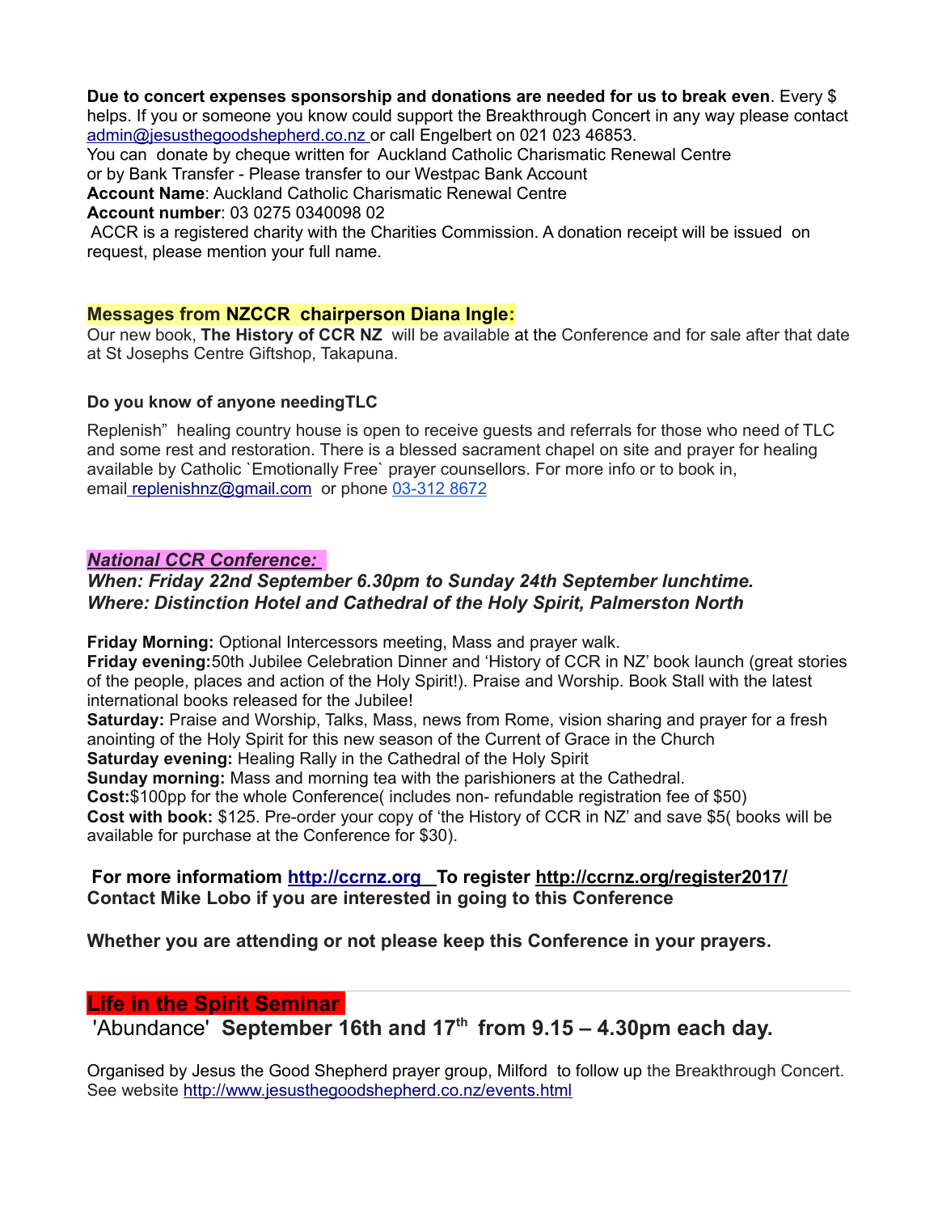**Due to concert expenses sponsorship and donations are needed for us to break even**. Every $ helps. If you or someone you know could support the Breakthrough Concert in any way please contact admin@jesusthegoodshepherd.co.nz or call Engelbert on 021 023 46853.
You can donate by cheque written for Auckland Catholic Charismatic Renewal Centre
or by Bank Transfer - Please transfer to our Westpac Bank Account
**Account Name**: Auckland Catholic Charismatic Renewal Centre
**Account number**: 03 0275 0340098 02
ACCR is a registered charity with the Charities Commission. A donation receipt will be issued on request, please mention your full name.

## Messages from NZCCR chairperson Diana Ingle:

Our new book, **The History of CCR NZ** will be available at the Conference and for sale after that date at St Josephs Centre Giftshop, Takapuna.

### Do you know of anyone needingTLC

Replenish" healing country house is open to receive guests and referrals for those who need of TLC and some rest and restoration. There is a blessed sacrament chapel on site and prayer for healing available by Catholic `Emotionally Free` prayer counsellors. For more info or to book in, email replenishnz@gmail.com or phone 03-312 8672

## *National CCR Conference:*

***When: Friday 22nd September 6.30pm to Sunday 24th September lunchtime.***
***Where: Distinction Hotel and Cathedral of the Holy Spirit, Palmerston North***

**Friday Morning:** Optional Intercessors meeting, Mass and prayer walk.
**Friday evening:**50th Jubilee Celebration Dinner and 'History of CCR in NZ' book launch (great stories of the people, places and action of the Holy Spirit!). Praise and Worship. Book Stall with the latest international books released for the Jubilee!
**Saturday:** Praise and Worship, Talks, Mass, news from Rome, vision sharing and prayer for a fresh anointing of the Holy Spirit for this new season of the Current of Grace in the Church
**Saturday evening:** Healing Rally in the Cathedral of the Holy Spirit
**Sunday morning:** Mass and morning tea with the parishioners at the Cathedral.
**Cost:**$100pp for the whole Conference( includes non- refundable registration fee of $50)
**Cost with book:** $125. Pre-order your copy of 'the History of CCR in NZ' and save $5( books will be available for purchase at the Conference for $30).

**For more informatiom http://ccrnz.org To register http://ccrnz.org/register2017/**
**Contact Mike Lobo if you are interested in going to this Conference**

**Whether you are attending or not please keep this Conference in your prayers.**

---

## Life in the Spirit Seminar

**'Abundance' September 16th and 17th from 9.15 – 4.30pm each day.**

Organised by Jesus the Good Shepherd prayer group, Milford to follow up the Breakthrough Concert. See website http://www.jesusthegoodshepherd.co.nz/events.html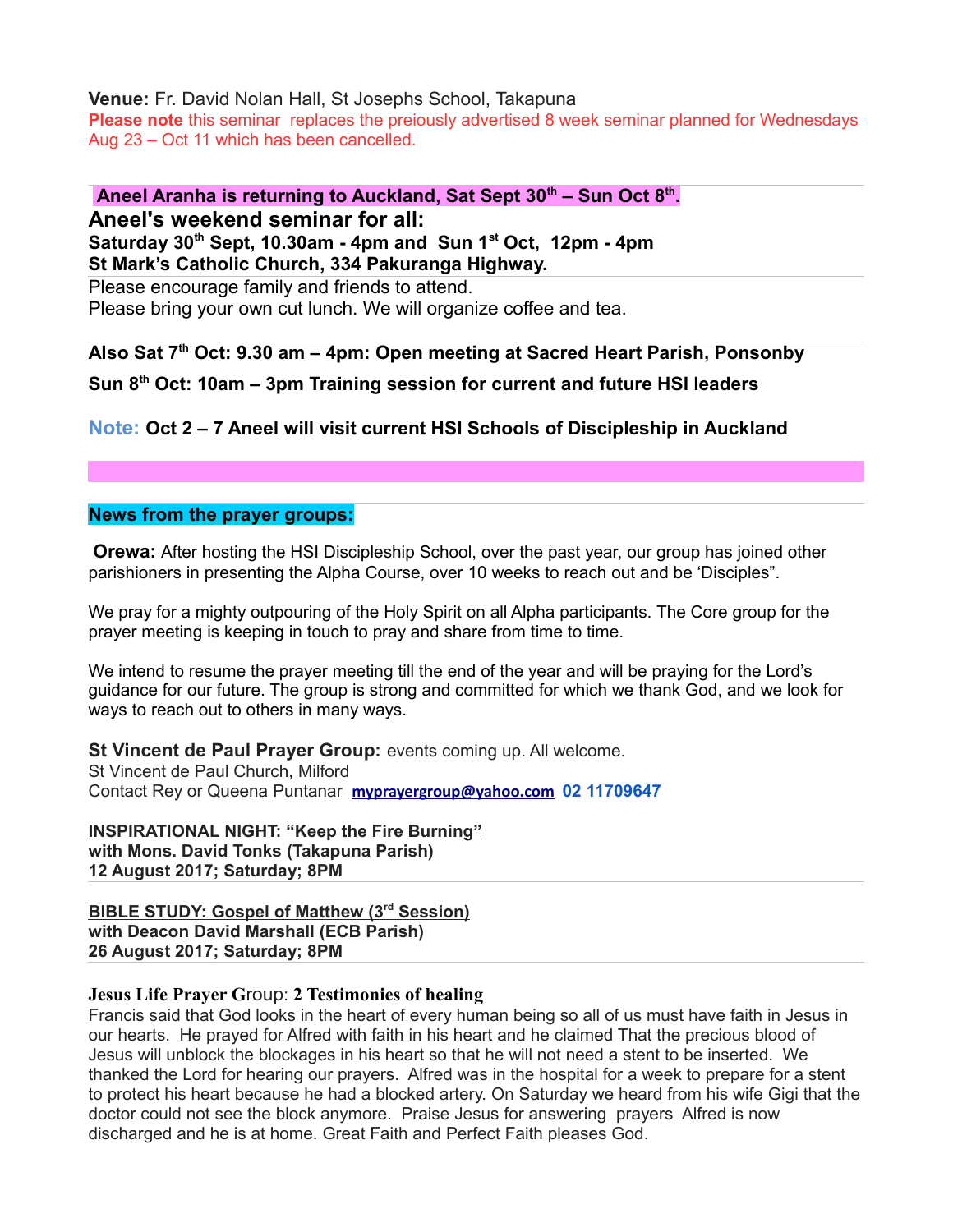**Venue:** Fr. David Nolan Hall, St Josephs School, Takapuna

**Please note** this seminar replaces the preiously advertised 8 week seminar planned for Wednesdays Aug 23 – Oct 11 which has been cancelled.

---

**Aneel Aranha is returning to Auckland, Sat Sept 30th – Sun Oct 8th.**

## Aneel's weekend seminar for all:

**Saturday 30th Sept, 10.30am - 4pm and Sun 1st Oct, 12pm - 4pm**
**St Mark's Catholic Church, 334 Pakuranga Highway.**

Please encourage family and friends to attend.
Please bring your own cut lunch. We will organize coffee and tea.

---

**Also Sat 7th Oct: 9.30 am – 4pm: Open meeting at Sacred Heart Parish, Ponsonby**

**Sun 8th Oct: 10am – 3pm Training session for current and future HSI leaders**

**Note: Oct 2 – 7 Aneel will visit current HSI Schools of Discipleship in Auckland**

---

## News from the prayer groups:

**Orewa:** After hosting the HSI Discipleship School, over the past year, our group has joined other parishioners in presenting the Alpha Course, over 10 weeks to reach out and be 'Disciples".

We pray for a mighty outpouring of the Holy Spirit on all Alpha participants. The Core group for the prayer meeting is keeping in touch to pray and share from time to time.

We intend to resume the prayer meeting till the end of the year and will be praying for the Lord's guidance for our future. The group is strong and committed for which we thank God, and we look for ways to reach out to others in many ways.

**St Vincent de Paul Prayer Group:** events coming up. All welcome.
St Vincent de Paul Church, Milford
Contact Rey or Queena Puntanar **myprayergroup@yahoo.com** **02 11709647**

**INSPIRATIONAL NIGHT: "Keep the Fire Burning"**
**with Mons. David Tonks (Takapuna Parish)**
**12 August 2017; Saturday; 8PM**

---

**BIBLE STUDY: Gospel of Matthew (3rd Session)**
**with Deacon David Marshall (ECB Parish)**
**26 August 2017; Saturday; 8PM**

---

**Jesus Life Prayer Group: 2 Testimonies of healing**

Francis said that God looks in the heart of every human being so all of us must have faith in Jesus in our hearts. He prayed for Alfred with faith in his heart and he claimed That the precious blood of Jesus will unblock the blockages in his heart so that he will not need a stent to be inserted. We thanked the Lord for hearing our prayers. Alfred was in the hospital for a week to prepare for a stent to protect his heart because he had a blocked artery. On Saturday we heard from his wife Gigi that the doctor could not see the block anymore. Praise Jesus for answering prayers Alfred is now discharged and he is at home. Great Faith and Perfect Faith pleases God.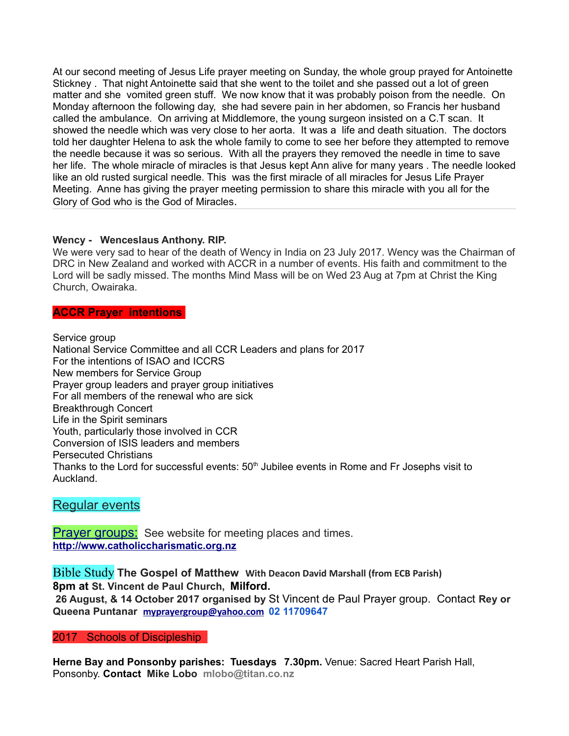At our second meeting of Jesus Life prayer meeting on Sunday, the whole group prayed for Antoinette Stickney . That night Antoinette said that she went to the toilet and she passed out a lot of green matter and she vomited green stuff. We now know that it was probably poison from the needle. On Monday afternoon the following day, she had severe pain in her abdomen, so Francis her husband called the ambulance. On arriving at Middlemore, the young surgeon insisted on a C.T scan. It showed the needle which was very close to her aorta. It was a life and death situation. The doctors told her daughter Helena to ask the whole family to come to see her before they attempted to remove the needle because it was so serious. With all the prayers they removed the needle in time to save her life. The whole miracle of miracles is that Jesus kept Ann alive for many years . The needle looked like an old rusted surgical needle. This was the first miracle of all miracles for Jesus Life Prayer Meeting. Anne has giving the prayer meeting permission to share this miracle with you all for the Glory of God who is the God of Miracles.

---

**Wency - Wenceslaus Anthony. RIP.**

We were very sad to hear of the death of Wency in India on 23 July 2017. Wency was the Chairman of DRC in New Zealand and worked with ACCR in a number of events. His faith and commitment to the Lord will be sadly missed. The months Mind Mass will be on Wed 23 Aug at 7pm at Christ the King Church, Owairaka.

## ACCR Prayer intentions

Service group
National Service Committee and all CCR Leaders and plans for 2017
For the intentions of ISAO and ICCRS
New members for Service Group
Prayer group leaders and prayer group initiatives
For all members of the renewal who are sick
Breakthrough Concert
Life in the Spirit seminars
Youth, particularly those involved in CCR
Conversion of ISIS leaders and members
Persecuted Christians
Thanks to the Lord for successful events: 50th Jubilee events in Rome and Fr Josephs visit to Auckland.

## Regular events

Prayer groups: See website for meeting places and times.
**http://www.catholiccharismatic.org.nz**

Bible Study **The Gospel of Matthew With Deacon David Marshall (from ECB Parish)**
**8pm at St. Vincent de Paul Church, Milford.**
**26 August, & 14 October 2017 organised by** St Vincent de Paul Prayer group. Contact **Rey or Queena Puntanar** **myprayergroup@yahoo.com** **02 11709647**

## 2017 Schools of Discipleship

**Herne Bay and Ponsonby parishes: Tuesdays 7.30pm.** Venue: Sacred Heart Parish Hall, Ponsonby. **Contact Mike Lobo mlobo@titan.co.nz**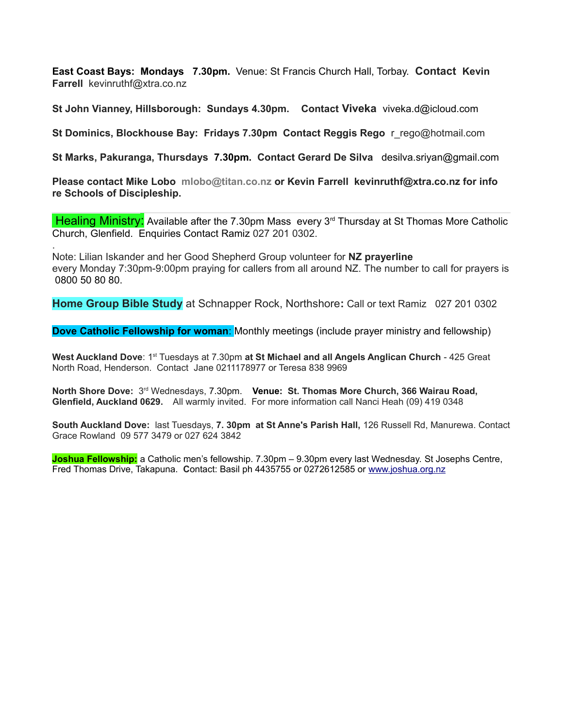**East Coast Bays: Mondays 7.30pm.** Venue: St Francis Church Hall, Torbay. **Contact Kevin Farrell** kevinruthf@xtra.co.nz

**St John Vianney, Hillsborough: Sundays 4.30pm. Contact Viveka** viveka.d@icloud.com

**St Dominics, Blockhouse Bay: Fridays 7.30pm Contact Reggis Rego** r_rego@hotmail.com

**St Marks, Pakuranga, Thursdays 7.30pm. Contact Gerard De Silva** desilva.sriyan@gmail.com

**Please contact Mike Lobo mlobo@titan.co.nz or Kevin Farrell kevinruthf@xtra.co.nz for info re Schools of Discipleship.**

---

Healing Ministry: Available after the 7.30pm Mass every 3rd Thursday at St Thomas More Catholic Church, Glenfield. Enquiries Contact Ramiz 027 201 0302.

.

Note: Lilian Iskander and her Good Shepherd Group volunteer for **NZ prayerline** every Monday 7:30pm-9:00pm praying for callers from all around NZ. The number to call for prayers is 0800 50 80 80.

**Home Group Bible Study** at Schnapper Rock, Northshore**:** Call or text Ramiz 027 201 0302

**Dove Catholic Fellowship for woman**: Monthly meetings (include prayer ministry and fellowship)

**West Auckland Dove**: 1st Tuesdays at 7.30pm **at St Michael and all Angels Anglican Church** - 425 Great North Road, Henderson. Contact Jane 0211178977 or Teresa 838 9969

**North Shore Dove:** 3rd Wednesdays, 7.30pm. **Venue: St. Thomas More Church, 366 Wairau Road, Glenfield, Auckland 0629.** All warmly invited. For more information call Nanci Heah (09) 419 0348

**South Auckland Dove:** last Tuesdays, **7. 30pm at St Anne's Parish Hall,** 126 Russell Rd, Manurewa. Contact Grace Rowland 09 577 3479 or 027 624 3842

**Joshua Fellowship:** a Catholic men's fellowship. 7.30pm – 9.30pm every last Wednesday. St Josephs Centre, Fred Thomas Drive, Takapuna. **C**ontact: Basil ph 4435755 or 0272612585 or www.joshua.org.nz